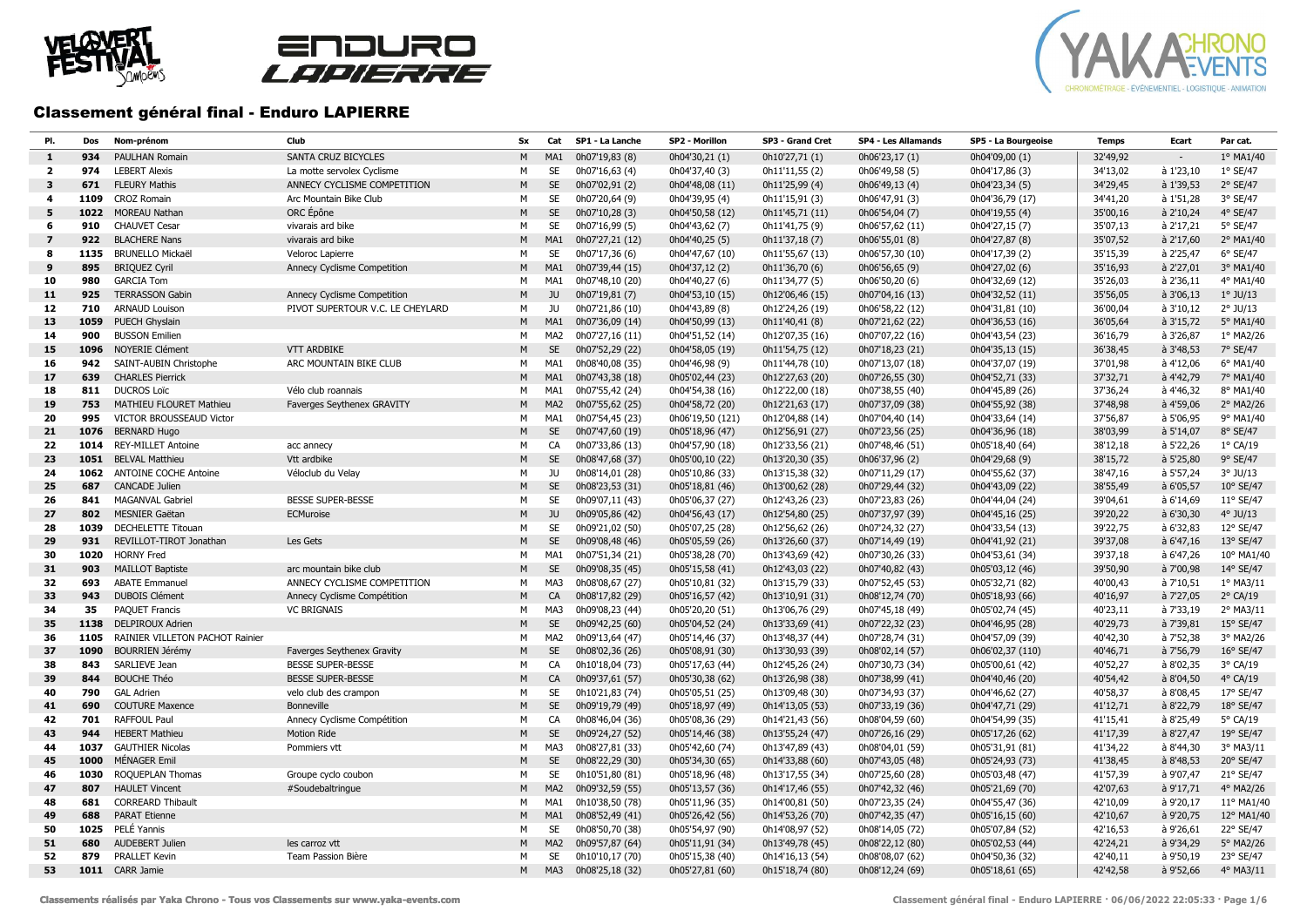# Classement général final - Enduro LAPIERRE

| Pl. | Dos | Nom-prénom | Club | Sx | Cat | SP1 - La Lanche | SP2 - Morillon | SP3 - Grand Cret | SP4 - Les Allamands | SP5 - La Bourgeoise | Temps | Ecart | Par cat. |
|---|---|---|---|---|---|---|---|---|---|---|---|---|---|
| 1 | 934 | PAULHAN Romain | SANTA CRUZ BICYCLES | M | MA1 | 0h07'19,83 (8) | 0h04'30,21 (1) | 0h10'27,71 (1) | 0h06'23,17 (1) | 0h04'09,00 (1) | 32'49,92 | - | 1° MA1/40 |
| 2 | 974 | LEBERT Alexis | La motte servolex Cyclisme | M | SE | 0h07'16,63 (4) | 0h04'37,40 (3) | 0h11'11,55 (2) | 0h06'49,58 (5) | 0h04'17,86 (3) | 34'13,02 | à 1'23,10 | 1° SE/47 |
| 3 | 671 | FLEURY Mathis | ANNECY CYCLISME COMPETITION | M | SE | 0h07'02,91 (2) | 0h04'48,08 (11) | 0h11'25,99 (4) | 0h06'49,13 (4) | 0h04'23,34 (5) | 34'29,45 | à 1'39,53 | 2° SE/47 |
| 4 | 1109 | CROZ Romain | Arc Mountain Bike Club | M | SE | 0h07'20,64 (9) | 0h04'39,95 (4) | 0h11'15,91 (3) | 0h06'47,91 (3) | 0h04'36,79 (17) | 34'41,20 | à 1'51,28 | 3° SE/47 |
| 5 | 1022 | MOREAU Nathan | ORC Épône | M | SE | 0h07'10,28 (3) | 0h04'50,58 (12) | 0h11'45,71 (11) | 0h06'54,04 (7) | 0h04'19,55 (4) | 35'00,16 | à 2'10,24 | 4° SE/47 |
| 6 | 910 | CHAUVET Cesar | vivarais ard bike | M | SE | 0h07'16,99 (5) | 0h04'43,62 (7) | 0h11'41,75 (9) | 0h06'57,62 (11) | 0h04'27,15 (7) | 35'07,13 | à 2'17,21 | 5° SE/47 |
| 7 | 922 | BLACHERE Nans | vivarais ard bike | M | MA1 | 0h07'27,21 (12) | 0h04'40,25 (5) | 0h11'37,18 (7) | 0h06'55,01 (8) | 0h04'27,87 (8) | 35'07,52 | à 2'17,60 | 2° MA1/40 |
| 8 | 1135 | BRUNELLO Mickaël | Veloroc Lapierre | M | SE | 0h07'17,36 (6) | 0h04'47,67 (10) | 0h11'55,67 (13) | 0h06'57,30 (10) | 0h04'17,39 (2) | 35'15,39 | à 2'25,47 | 6° SE/47 |
| 9 | 895 | BRIQUEZ Cyril | Annecy Cyclisme Competition | M | MA1 | 0h07'39,44 (15) | 0h04'37,12 (2) | 0h11'36,70 (6) | 0h06'56,65 (9) | 0h04'27,02 (6) | 35'16,93 | à 2'27,01 | 3° MA1/40 |
| 10 | 980 | GARCIA Tom | | M | MA1 | 0h07'48,10 (20) | 0h04'40,27 (6) | 0h11'34,77 (5) | 0h06'50,20 (6) | 0h04'32,69 (12) | 35'26,03 | à 2'36,11 | 4° MA1/40 |
| 11 | 925 | TERRASSON Gabin | Annecy Cyclisme Competition | M | JU | 0h07'19,81 (7) | 0h04'53,10 (15) | 0h12'06,46 (15) | 0h07'04,16 (13) | 0h04'32,52 (11) | 35'56,05 | à 3'06,13 | 1° JU/13 |
| 12 | 710 | ARNAUD Louison | PIVOT SUPERTOUR V.C. LE CHEYLARD | M | JU | 0h07'21,86 (10) | 0h04'43,89 (8) | 0h12'24,26 (19) | 0h06'58,22 (12) | 0h04'31,81 (10) | 36'00,04 | à 3'10,12 | 2° JU/13 |
| 13 | 1059 | PUECH Ghyslain | | M | MA1 | 0h07'36,09 (14) | 0h04'50,99 (13) | 0h11'40,41 (8) | 0h07'21,62 (22) | 0h04'36,53 (16) | 36'05,64 | à 3'15,72 | 5° MA1/40 |
| 14 | 900 | BUSSON Emilien | | M | MA2 | 0h07'27,16 (11) | 0h04'51,52 (14) | 0h12'07,35 (16) | 0h07'07,22 (16) | 0h04'43,54 (23) | 36'16,79 | à 3'26,87 | 1° MA2/26 |
| 15 | 1096 | NOYERIE Clément | VTT ARDBIKE | M | SE | 0h07'52,29 (22) | 0h04'58,05 (19) | 0h11'54,75 (12) | 0h07'18,23 (21) | 0h04'35,13 (15) | 36'38,45 | à 3'48,53 | 7° SE/47 |
| 16 | 942 | SAINT-AUBIN Christophe | ARC MOUNTAIN BIKE CLUB | M | MA1 | 0h08'40,08 (35) | 0h04'46,98 (9) | 0h11'44,78 (10) | 0h07'13,07 (18) | 0h04'37,07 (19) | 37'01,98 | à 4'12,06 | 6° MA1/40 |
| 17 | 639 | CHARLES Pierrick | | M | MA1 | 0h07'43,38 (18) | 0h05'02,44 (23) | 0h12'27,63 (20) | 0h07'26,55 (30) | 0h04'52,71 (33) | 37'32,71 | à 4'42,79 | 7° MA1/40 |
| 18 | 811 | DUCROS Loïc | Vélo club roannais | M | MA1 | 0h07'55,42 (24) | 0h04'54,38 (16) | 0h12'22,00 (18) | 0h07'38,55 (40) | 0h04'45,89 (26) | 37'36,24 | à 4'46,32 | 8° MA1/40 |
| 19 | 753 | MATHIEU FLOURET Mathieu | Faverges Seythenex GRAVITY | M | MA2 | 0h07'55,62 (25) | 0h04'58,72 (20) | 0h12'21,63 (17) | 0h07'37,09 (38) | 0h04'55,92 (38) | 37'48,98 | à 4'59,06 | 2° MA2/26 |
| 20 | 995 | VICTOR BROUSSEAUD Victor | | M | MA1 | 0h07'54,45 (23) | 0h06'19,50 (121) | 0h12'04,88 (14) | 0h07'04,40 (14) | 0h04'33,64 (14) | 37'56,87 | à 5'06,95 | 9° MA1/40 |
| 21 | 1076 | BERNARD Hugo | | M | SE | 0h07'47,60 (19) | 0h05'18,96 (47) | 0h12'56,91 (27) | 0h07'23,56 (25) | 0h04'36,96 (18) | 38'03,99 | à 5'14,07 | 8° SE/47 |
| 22 | 1014 | REY-MILLET Antoine | acc annecy | M | CA | 0h07'33,86 (13) | 0h04'57,90 (18) | 0h12'33,56 (21) | 0h07'48,46 (51) | 0h05'18,40 (64) | 38'12,18 | à 5'22,26 | 1° CA/19 |
| 23 | 1051 | BELVAL Matthieu | Vtt ardbike | M | SE | 0h08'47,68 (37) | 0h05'00,10 (22) | 0h13'20,30 (35) | 0h06'37,96 (2) | 0h04'29,68 (9) | 38'15,72 | à 5'25,80 | 9° SE/47 |
| 24 | 1062 | ANTOINE COCHE Antoine | Véloclub du Velay | M | JU | 0h08'14,01 (28) | 0h05'10,86 (33) | 0h13'15,38 (32) | 0h07'11,29 (17) | 0h04'55,62 (37) | 38'47,16 | à 5'57,24 | 3° JU/13 |
| 25 | 687 | CANCADE Julien | | M | SE | 0h08'23,53 (31) | 0h05'18,81 (46) | 0h13'00,62 (28) | 0h07'29,44 (32) | 0h04'43,09 (22) | 38'55,49 | à 6'05,57 | 10° SE/47 |
| 26 | 841 | MAGANVAL Gabriel | BESSE SUPER-BESSE | M | SE | 0h09'07,11 (43) | 0h05'06,37 (27) | 0h12'43,26 (23) | 0h07'23,83 (26) | 0h04'44,04 (24) | 39'04,61 | à 6'14,69 | 11° SE/47 |
| 27 | 802 | MESNIER Gaëtan | ECMuroise | M | JU | 0h09'05,86 (42) | 0h04'56,43 (17) | 0h12'54,80 (25) | 0h07'37,97 (39) | 0h04'45,16 (25) | 39'20,22 | à 6'30,30 | 4° JU/13 |
| 28 | 1039 | DECHELETTE Titouan | | M | SE | 0h09'21,02 (50) | 0h05'07,25 (28) | 0h12'56,62 (26) | 0h07'24,32 (27) | 0h04'33,54 (13) | 39'22,75 | à 6'32,83 | 12° SE/47 |
| 29 | 931 | REVILLOT-TIROT Jonathan | Les Gets | M | SE | 0h09'08,48 (46) | 0h05'05,59 (26) | 0h13'26,60 (37) | 0h07'14,49 (19) | 0h04'41,92 (21) | 39'37,08 | à 6'47,16 | 13° SE/47 |
| 30 | 1020 | HORNY Fred | | M | MA1 | 0h07'51,34 (21) | 0h05'38,28 (70) | 0h13'43,69 (42) | 0h07'30,26 (33) | 0h04'53,61 (34) | 39'37,18 | à 6'47,26 | 10° MA1/40 |
| 31 | 903 | MAILLOT Baptiste | arc mountain bike club | M | SE | 0h09'08,35 (45) | 0h05'15,58 (41) | 0h12'43,03 (22) | 0h07'40,82 (42) | 0h05'03,12 (46) | 39'50,90 | à 7'00,98 | 14° SE/47 |
| 32 | 693 | ABATE Emmanuel | ANNECY CYCLISME COMPETITION | M | MA3 | 0h08'08,67 (27) | 0h05'10,81 (32) | 0h13'15,79 (33) | 0h07'52,45 (53) | 0h05'32,71 (82) | 40'00,43 | à 7'10,51 | 1° MA3/11 |
| 33 | 943 | DUBOIS Clément | Annecy Cyclisme Compétition | M | CA | 0h08'17,82 (29) | 0h05'16,57 (42) | 0h13'10,91 (31) | 0h08'12,74 (70) | 0h05'18,93 (66) | 40'16,97 | à 7'27,05 | 2° CA/19 |
| 34 | 35 | PAQUET Francis | VC BRIGNAIS | M | MA3 | 0h09'08,23 (44) | 0h05'20,20 (51) | 0h13'06,76 (29) | 0h07'45,18 (49) | 0h05'02,74 (45) | 40'23,11 | à 7'33,19 | 2° MA3/11 |
| 35 | 1138 | DELPIROUX Adrien | | M | SE | 0h09'42,25 (60) | 0h05'04,52 (24) | 0h13'33,69 (41) | 0h07'22,32 (23) | 0h04'46,95 (28) | 40'29,73 | à 7'39,81 | 15° SE/47 |
| 36 | 1105 | RAINIER VILLETON PACHOT Rainier | | M | MA2 | 0h09'13,64 (47) | 0h05'14,46 (37) | 0h13'48,37 (44) | 0h07'28,74 (31) | 0h04'57,09 (39) | 40'42,30 | à 7'52,38 | 3° MA2/26 |
| 37 | 1090 | BOURRIEN Jérémy | Faverges Seythenex Gravity | M | SE | 0h08'02,36 (26) | 0h05'08,91 (30) | 0h13'30,93 (39) | 0h08'02,14 (57) | 0h06'02,37 (110) | 40'46,71 | à 7'56,79 | 16° SE/47 |
| 38 | 843 | SARLIEVE Jean | BESSE SUPER-BESSE | M | CA | 0h10'18,04 (73) | 0h05'17,63 (44) | 0h12'45,26 (24) | 0h07'30,73 (34) | 0h05'00,61 (42) | 40'52,27 | à 8'02,35 | 3° CA/19 |
| 39 | 844 | BOUCHE Théo | BESSE SUPER-BESSE | M | CA | 0h09'37,61 (57) | 0h05'30,38 (62) | 0h13'26,98 (38) | 0h07'38,99 (41) | 0h04'40,46 (20) | 40'54,42 | à 8'04,50 | 4° CA/19 |
| 40 | 790 | GAL Adrien | velo club des crampon | M | SE | 0h10'21,83 (74) | 0h05'05,51 (25) | 0h13'09,48 (30) | 0h07'34,93 (37) | 0h04'46,62 (27) | 40'58,37 | à 8'08,45 | 17° SE/47 |
| 41 | 690 | COUTURE Maxence | Bonneville | M | SE | 0h09'19,79 (49) | 0h05'18,97 (49) | 0h14'13,05 (53) | 0h07'33,19 (36) | 0h04'47,71 (29) | 41'12,71 | à 8'22,79 | 18° SE/47 |
| 42 | 701 | RAFFOUL Paul | Annecy Cyclisme Compétition | M | CA | 0h08'46,04 (36) | 0h05'08,36 (29) | 0h14'21,43 (56) | 0h08'04,59 (60) | 0h04'54,99 (35) | 41'15,41 | à 8'25,49 | 5° CA/19 |
| 43 | 944 | HEBERT Mathieu | Motion Ride | M | SE | 0h09'24,27 (52) | 0h05'14,46 (38) | 0h13'55,24 (47) | 0h07'26,16 (29) | 0h05'17,26 (62) | 41'17,39 | à 8'27,47 | 19° SE/47 |
| 44 | 1037 | GAUTHIER Nicolas | Pommiers vtt | M | MA3 | 0h08'27,81 (33) | 0h05'42,60 (74) | 0h13'47,89 (43) | 0h08'04,01 (59) | 0h05'31,91 (81) | 41'34,22 | à 8'44,30 | 3° MA3/11 |
| 45 | 1000 | MÉNAGER Emil | | M | SE | 0h08'22,29 (30) | 0h05'34,30 (65) | 0h14'33,88 (60) | 0h07'43,05 (48) | 0h05'24,93 (73) | 41'38,45 | à 8'48,53 | 20° SE/47 |
| 46 | 1030 | ROQUEPLAN Thomas | Groupe cyclo coubon | M | SE | 0h10'51,80 (81) | 0h05'18,96 (48) | 0h13'17,55 (34) | 0h07'25,60 (28) | 0h05'03,48 (47) | 41'57,39 | à 9'07,47 | 21° SE/47 |
| 47 | 807 | HAULET Vincent | #Soudebaltringue | M | MA2 | 0h09'32,59 (55) | 0h05'13,57 (36) | 0h14'17,46 (55) | 0h07'42,32 (46) | 0h05'21,69 (70) | 42'07,63 | à 9'17,71 | 4° MA2/26 |
| 48 | 681 | CORREARD Thibault | | M | MA1 | 0h10'38,50 (78) | 0h05'11,96 (35) | 0h14'00,81 (50) | 0h07'23,35 (24) | 0h04'55,47 (36) | 42'10,09 | à 9'20,17 | 11° MA1/40 |
| 49 | 688 | PARAT Etienne | | M | MA1 | 0h08'52,49 (41) | 0h05'26,42 (56) | 0h14'53,26 (70) | 0h07'42,35 (47) | 0h05'16,15 (60) | 42'10,67 | à 9'20,75 | 12° MA1/40 |
| 50 | 1025 | PELÉ Yannis | | M | SE | 0h08'50,70 (38) | 0h05'54,97 (90) | 0h14'08,97 (52) | 0h08'14,05 (72) | 0h05'07,84 (52) | 42'16,53 | à 9'26,61 | 22° SE/47 |
| 51 | 680 | AUDEBERT Julien | les carroz vtt | M | MA2 | 0h09'57,87 (64) | 0h05'11,91 (34) | 0h13'49,78 (45) | 0h08'22,12 (80) | 0h05'02,53 (44) | 42'24,21 | à 9'34,29 | 5° MA2/26 |
| 52 | 879 | PRALLET Kevin | Team Passion Bière | M | SE | 0h10'10,17 (70) | 0h05'15,38 (40) | 0h14'16,13 (54) | 0h08'08,07 (62) | 0h04'50,36 (32) | 42'40,11 | à 9'50,19 | 23° SE/47 |
| 53 | 1011 | CARR Jamie | | M | MA3 | 0h08'25,18 (32) | 0h05'27,81 (60) | 0h15'18,74 (80) | 0h08'12,24 (69) | 0h05'18,61 (65) | 42'42,58 | à 9'52,66 | 4° MA3/11 |

Classements réalisés par Yaka Chrono - Tous vos Classements sur www.yaka-events.com

Classement général final - Enduro LAPIERRE · 06/06/2022 22:05:33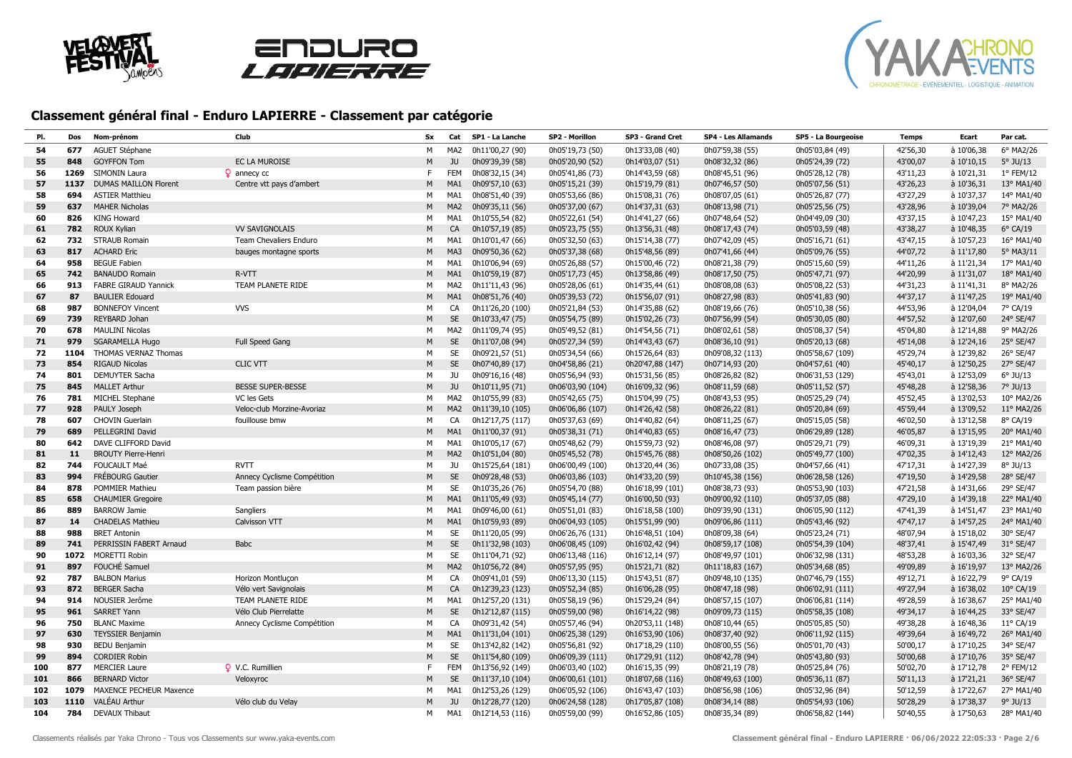## Classement général final - Enduro LAPIERRE - Classement par catégorie

| Pl. | Dos | Nom-prénom | Club | Sx | Cat | SP1 - La Lanche | SP2 - Morillon | SP3 - Grand Cret | SP4 - Les Allamands | SP5 - La Bourgeoise | Temps | Ecart | Par cat. |
|---|---|---|---|---|---|---|---|---|---|---|---|---|---|
| 54 | 677 | AGUET Stéphane | | M | MA2 | 0h11'00,27 (90) | 0h05'19,73 (50) | 0h13'33,08 (40) | 0h07'59,38 (55) | 0h05'03,84 (49) | 42'56,30 | à 10'06,38 | 6° MA2/26 |
| 55 | 848 | GOYFFON Tom | EC LA MUROISE | M | JU | 0h09'39,39 (58) | 0h05'20,90 (52) | 0h14'03,07 (51) | 0h08'32,32 (86) | 0h05'24,39 (72) | 43'00,07 | à 10'10,15 | 5° JU/13 |
| 56 | 1269 | SIMONIN Laura | ♀ annecy cc | F | FEM | 0h08'32,15 (34) | 0h05'41,86 (73) | 0h14'43,59 (68) | 0h08'45,51 (96) | 0h05'28,12 (78) | 43'11,23 | à 10'21,31 | 1° FEM/12 |
| 57 | 1137 | DUMAS MAILLON Florent | Centre vtt pays d'ambert | M | MA1 | 0h09'57,10 (63) | 0h05'15,21 (39) | 0h15'19,79 (81) | 0h07'46,57 (50) | 0h05'07,56 (51) | 43'26,23 | à 10'36,31 | 13° MA1/40 |
| 58 | 694 | ASTIER Matthieu | | M | MA1 | 0h08'51,40 (39) | 0h05'53,66 (86) | 0h15'08,31 (76) | 0h08'07,05 (61) | 0h05'26,87 (77) | 43'27,29 | à 10'37,37 | 14° MA1/40 |
| 59 | 637 | MAHER Nicholas | | M | MA2 | 0h09'35,11 (56) | 0h05'37,00 (67) | 0h14'37,31 (63) | 0h08'13,98 (71) | 0h05'25,56 (75) | 43'28,96 | à 10'39,04 | 7° MA2/26 |
| 60 | 826 | KING Howard | | M | MA1 | 0h10'55,54 (82) | 0h05'22,61 (54) | 0h14'41,27 (66) | 0h07'48,64 (52) | 0h04'49,09 (30) | 43'37,15 | à 10'47,23 | 15° MA1/40 |
| 61 | 782 | ROUX Kylian | VV SAVIGNOLAIS | M | CA | 0h10'57,19 (85) | 0h05'23,75 (55) | 0h13'56,31 (48) | 0h08'17,43 (74) | 0h05'03,59 (48) | 43'38,27 | à 10'48,35 | 6° CA/19 |
| 62 | 732 | STRAUB Romain | Team Chevaliers Enduro | M | MA1 | 0h10'01,47 (66) | 0h05'32,50 (63) | 0h15'14,38 (77) | 0h07'42,09 (45) | 0h05'16,71 (61) | 43'47,15 | à 10'57,23 | 16° MA1/40 |
| 63 | 817 | ACHARD Eric | bauges montagne sports | M | MA3 | 0h09'50,36 (62) | 0h05'37,38 (68) | 0h15'48,56 (89) | 0h07'41,66 (44) | 0h05'09,76 (55) | 44'07,72 | à 11'17,80 | 5° MA3/11 |
| 64 | 958 | BEGUE Fabien | | M | MA1 | 0h10'06,94 (69) | 0h05'26,88 (57) | 0h15'00,46 (72) | 0h08'21,38 (79) | 0h05'15,60 (59) | 44'11,26 | à 11'21,34 | 17° MA1/40 |
| 65 | 742 | BANAUDO Romain | R-VTT | M | MA1 | 0h10'59,19 (87) | 0h05'17,73 (45) | 0h13'58,86 (49) | 0h08'17,50 (75) | 0h05'47,71 (97) | 44'20,99 | à 11'31,07 | 18° MA1/40 |
| 66 | 913 | FABRE GIRAUD Yannick | TEAM PLANETE RIDE | M | MA2 | 0h11'11,43 (96) | 0h05'28,06 (61) | 0h14'35,44 (61) | 0h08'08,08 (63) | 0h05'08,22 (53) | 44'31,23 | à 11'41,31 | 8° MA2/26 |
| 67 | 87 | BAULIER Edouard | | M | MA1 | 0h08'51,76 (40) | 0h05'39,53 (72) | 0h15'56,07 (91) | 0h08'27,98 (83) | 0h05'41,83 (90) | 44'37,17 | à 11'47,25 | 19° MA1/40 |
| 68 | 987 | BONNEFOY Vincent | VVS | M | CA | 0h11'26,20 (100) | 0h05'21,84 (53) | 0h14'35,88 (62) | 0h08'19,66 (76) | 0h05'10,38 (56) | 44'53,96 | à 12'04,04 | 7° CA/19 |
| 69 | 739 | REYBARD Johan | | M | SE | 0h10'33,47 (75) | 0h05'54,75 (89) | 0h15'02,26 (73) | 0h07'56,99 (54) | 0h05'30,05 (80) | 44'57,52 | à 12'07,60 | 24° SE/47 |
| 70 | 678 | MAULINI Nicolas | | M | MA2 | 0h11'09,74 (95) | 0h05'49,52 (81) | 0h14'54,56 (71) | 0h08'02,61 (58) | 0h05'08,37 (54) | 45'04,80 | à 12'14,88 | 9° MA2/26 |
| 71 | 979 | SGARAMELLA Hugo | Full Speed Gang | M | SE | 0h11'07,08 (94) | 0h05'27,34 (59) | 0h14'43,43 (67) | 0h08'36,10 (91) | 0h05'20,13 (68) | 45'14,08 | à 12'24,16 | 25° SE/47 |
| 72 | 1104 | THOMAS VERNAZ Thomas | | M | SE | 0h09'21,57 (51) | 0h05'34,54 (66) | 0h15'26,64 (83) | 0h09'08,32 (113) | 0h05'58,67 (109) | 45'29,74 | à 12'39,82 | 26° SE/47 |
| 73 | 854 | RIGAUD Nicolas | CLIC VTT | M | SE | 0h07'40,89 (17) | 0h04'58,86 (21) | 0h20'47,88 (147) | 0h07'14,93 (20) | 0h04'57,61 (40) | 45'40,17 | à 12'50,25 | 27° SE/47 |
| 74 | 801 | DEMUYTER Sacha | | M | JU | 0h09'16,16 (48) | 0h05'56,94 (93) | 0h15'31,56 (85) | 0h08'26,82 (82) | 0h06'31,53 (129) | 45'43,01 | à 12'53,09 | 6° JU/13 |
| 75 | 845 | MALLET Arthur | BESSE SUPER-BESSE | M | JU | 0h10'11,95 (71) | 0h06'03,90 (104) | 0h16'09,32 (96) | 0h08'11,59 (68) | 0h05'11,52 (57) | 45'48,28 | à 12'58,36 | 7° JU/13 |
| 76 | 781 | MICHEL Stephane | VC les Gets | M | MA2 | 0h10'55,99 (83) | 0h05'42,65 (75) | 0h15'04,99 (75) | 0h08'43,53 (95) | 0h05'25,29 (74) | 45'52,45 | à 13'02,53 | 10° MA2/26 |
| 77 | 928 | PAULY Joseph | Veloc-club Morzine-Avoriaz | M | MA2 | 0h11'39,10 (105) | 0h06'06,86 (107) | 0h14'26,42 (58) | 0h08'26,22 (81) | 0h05'20,84 (69) | 45'59,44 | à 13'09,52 | 11° MA2/26 |
| 78 | 607 | CHOVIN Guerlain | fouillouse bmw | M | CA | 0h12'17,75 (117) | 0h05'37,63 (69) | 0h14'40,82 (64) | 0h08'11,25 (67) | 0h05'15,05 (58) | 46'02,50 | à 13'12,58 | 8° CA/19 |
| 79 | 689 | PELLEGRINI David | | M | MA1 | 0h11'00,37 (91) | 0h05'38,31 (71) | 0h14'40,83 (65) | 0h08'16,47 (73) | 0h06'29,89 (128) | 46'05,87 | à 13'15,95 | 20° MA1/40 |
| 80 | 642 | DAVE CLIFFORD David | | M | MA1 | 0h10'05,17 (67) | 0h05'48,62 (79) | 0h15'59,73 (92) | 0h08'46,08 (97) | 0h05'29,71 (79) | 46'09,31 | à 13'19,39 | 21° MA1/40 |
| 81 | 11 | BROUTY Pierre-Henri | | M | MA2 | 0h10'51,04 (80) | 0h05'45,52 (78) | 0h15'45,76 (88) | 0h08'50,26 (102) | 0h05'49,77 (100) | 47'02,35 | à 14'12,43 | 12° MA2/26 |
| 82 | 744 | FOUCAULT Maé | RVTT | M | JU | 0h15'25,64 (181) | 0h06'00,49 (100) | 0h13'20,44 (36) | 0h07'33,08 (35) | 0h04'57,66 (41) | 47'17,31 | à 14'27,39 | 8° JU/13 |
| 83 | 994 | FRÉBOURG Gautier | Annecy Cyclisme Compétition | M | SE | 0h09'28,48 (53) | 0h06'03,86 (103) | 0h14'33,20 (59) | 0h10'45,38 (156) | 0h06'28,58 (126) | 47'19,50 | à 14'29,58 | 28° SE/47 |
| 84 | 878 | POMMIER Mathieu | Team passion bière | M | SE | 0h10'35,26 (76) | 0h05'54,70 (88) | 0h16'18,99 (101) | 0h08'38,73 (93) | 0h05'53,90 (103) | 47'21,58 | à 14'31,66 | 29° SE/47 |
| 85 | 658 | CHAUMIER Gregoire | | M | MA1 | 0h11'05,49 (93) | 0h05'45,14 (77) | 0h16'00,50 (93) | 0h09'00,92 (110) | 0h05'37,05 (88) | 47'29,10 | à 14'39,18 | 22° MA1/40 |
| 86 | 889 | BARROW Jamie | Sangliers | M | MA1 | 0h09'46,00 (61) | 0h05'51,01 (83) | 0h16'18,58 (100) | 0h09'39,90 (131) | 0h06'05,90 (112) | 47'41,39 | à 14'51,47 | 23° MA1/40 |
| 87 | 14 | CHADELAS Mathieu | Calvisson VTT | M | MA1 | 0h10'59,93 (89) | 0h06'04,93 (105) | 0h15'51,99 (90) | 0h09'06,86 (111) | 0h05'43,46 (92) | 47'47,17 | à 14'57,25 | 24° MA1/40 |
| 88 | 988 | BRET Antonin | | M | SE | 0h11'20,05 (99) | 0h06'26,76 (131) | 0h16'48,51 (104) | 0h08'09,38 (64) | 0h05'23,24 (71) | 48'07,94 | à 15'18,02 | 30° SE/47 |
| 89 | 741 | PERRISSIN FABERT Arnaud | Babc | M | SE | 0h11'32,98 (103) | 0h06'08,45 (109) | 0h16'02,42 (94) | 0h08'59,17 (108) | 0h05'54,39 (104) | 48'37,41 | à 15'47,49 | 31° SE/47 |
| 90 | 1072 | MORETTI Robin | | M | SE | 0h11'04,71 (92) | 0h06'13,48 (116) | 0h16'12,14 (97) | 0h08'49,97 (101) | 0h06'32,98 (131) | 48'53,28 | à 16'03,36 | 32° SE/47 |
| 91 | 897 | FOUCHÉ Samuel | | M | MA2 | 0h10'56,72 (84) | 0h05'57,95 (95) | 0h15'21,71 (82) | 0h11'18,83 (167) | 0h05'34,68 (85) | 49'09,89 | à 16'19,97 | 13° MA2/26 |
| 92 | 787 | BALBON Marius | Horizon Montluçon | M | CA | 0h09'41,01 (59) | 0h06'13,30 (115) | 0h15'43,51 (87) | 0h09'48,10 (135) | 0h07'46,79 (155) | 49'12,71 | à 16'22,79 | 9° CA/19 |
| 93 | 872 | BERGER Sacha | Vélo vert Savignolais | M | CA | 0h12'39,23 (123) | 0h05'52,34 (85) | 0h16'06,28 (95) | 0h08'47,18 (98) | 0h06'02,91 (111) | 49'27,94 | à 16'38,02 | 10° CA/19 |
| 94 | 914 | NOUSIER Jerôme | TEAM PLANETE RIDE | M | MA1 | 0h12'57,20 (131) | 0h05'58,19 (96) | 0h15'29,24 (84) | 0h08'57,15 (107) | 0h06'06,81 (114) | 49'28,59 | à 16'38,67 | 25° MA1/40 |
| 95 | 961 | SARRET Yann | Vélo Club Pierrelatte | M | SE | 0h12'12,87 (115) | 0h05'59,00 (98) | 0h16'14,22 (98) | 0h09'09,73 (115) | 0h05'58,35 (108) | 49'34,17 | à 16'44,25 | 33° SE/47 |
| 96 | 750 | BLANC Maxime | Annecy Cyclisme Compétition | M | CA | 0h09'31,42 (54) | 0h05'57,46 (94) | 0h20'53,11 (148) | 0h08'10,44 (65) | 0h05'05,85 (50) | 49'38,28 | à 16'48,36 | 11° CA/19 |
| 97 | 630 | TEYSSIER Benjamin | | M | MA1 | 0h11'31,04 (101) | 0h06'25,38 (129) | 0h16'53,90 (106) | 0h08'37,40 (92) | 0h06'11,92 (115) | 49'39,64 | à 16'49,72 | 26° MA1/40 |
| 98 | 930 | BEDU Benjamin | | M | SE | 0h13'42,82 (142) | 0h05'56,81 (92) | 0h17'18,29 (110) | 0h08'00,55 (56) | 0h05'01,70 (43) | 50'00,17 | à 17'10,25 | 34° SE/47 |
| 99 | 894 | CORDIER Robin | | M | SE | 0h11'54,80 (109) | 0h06'09,39 (111) | 0h17'29,91 (112) | 0h08'42,78 (94) | 0h05'43,80 (93) | 50'00,68 | à 17'10,76 | 35° SE/47 |
| 100 | 877 | MERCIER Laure | ♀ V.C. Rumillien | F | FEM | 0h13'56,92 (149) | 0h06'03,40 (102) | 0h16'15,35 (99) | 0h08'21,19 (78) | 0h05'25,84 (76) | 50'02,70 | à 17'12,78 | 2° FEM/12 |
| 101 | 866 | BERNARD Victor | Veloxyroc | M | SE | 0h11'37,10 (104) | 0h06'00,61 (101) | 0h18'07,68 (116) | 0h08'49,63 (100) | 0h05'36,11 (87) | 50'11,13 | à 17'21,21 | 36° SE/47 |
| 102 | 1079 | MAXENCE PECHEUR Maxence | | M | MA1 | 0h12'53,26 (129) | 0h06'05,92 (106) | 0h16'43,47 (103) | 0h08'56,98 (106) | 0h05'32,96 (84) | 50'12,59 | à 17'22,67 | 27° MA1/40 |
| 103 | 1110 | VALÉAU Arthur | Vélo club du Velay | M | JU | 0h12'28,77 (120) | 0h06'24,58 (128) | 0h17'05,87 (108) | 0h08'34,14 (88) | 0h05'54,93 (106) | 50'28,29 | à 17'38,37 | 9° JU/13 |
| 104 | 784 | DEVAUX Thibaut | | M | MA1 | 0h12'14,53 (116) | 0h05'59,00 (99) | 0h16'52,86 (105) | 0h08'35,34 (89) | 0h06'58,82 (144) | 50'40,55 | à 17'50,63 | 28° MA1/40 |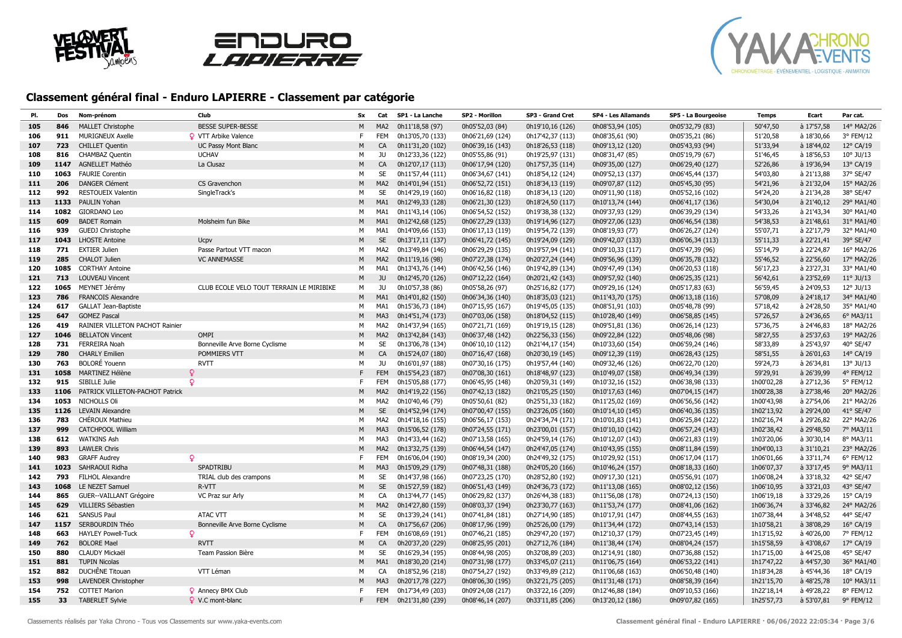## Classement général final - Enduro LAPIERRE - Classement par catégorie

| Pl. | Dos | Nom-prénom | Club | Sx | Cat | SP1 - La Lanche | SP2 - Morillon | SP3 - Grand Cret | SP4 - Les Allamands | SP5 - La Bourgeoise | Temps | Ecart | Par cat. |
|---|---|---|---|---|---|---|---|---|---|---|---|---|---|
| 105 | 846 | MALLET Christophe | BESSE SUPER-BESSE | M | MA2 | 0h11'18,58 (97) | 0h05'52,03 (84) | 0h19'10,16 (126) | 0h08'53,94 (105) | 0h05'32,79 (83) | 50'47,50 | à 17'57,58 | 14° MA2/26 |
| 106 | 911 | MURIGNEUX Axelle | ♀ VTT Arbike Valence | F | FEM | 0h13'05,70 (133) | 0h06'21,69 (124) | 0h17'42,37 (113) | 0h08'35,61 (90) | 0h05'35,21 (86) | 51'20,58 | à 18'30,66 | 3° FEM/12 |
| 107 | 723 | CHILLET Quentin | UC Passy Mont Blanc | M | CA | 0h11'31,20 (102) | 0h06'39,16 (143) | 0h18'26,53 (118) | 0h09'13,12 (120) | 0h05'43,93 (94) | 51'33,94 | à 18'44,02 | 12° CA/19 |
| 108 | 816 | CHAMBAZ Quentin | UCHAV | M | JU | 0h12'33,36 (122) | 0h05'55,86 (91) | 0h19'25,97 (131) | 0h08'31,47 (85) | 0h05'19,79 (67) | 51'46,45 | à 18'56,53 | 10° JU/13 |
| 109 | 1147 | AGNELLET Mathéo | La Clusaz | M | CA | 0h12'07,17 (113) | 0h06'17,94 (120) | 0h17'57,35 (114) | 0h09'35,00 (127) | 0h06'29,40 (127) | 52'26,86 | à 19'36,94 | 13° CA/19 |
| 110 | 1063 | FAURIE Corentin | | M | SE | 0h11'57,44 (111) | 0h06'34,67 (141) | 0h18'54,12 (124) | 0h09'52,13 (137) | 0h06'45,44 (137) | 54'03,80 | à 21'13,88 | 37° SE/47 |
| 111 | 206 | DANGER Clément | CS Gravenchon | M | MA2 | 0h14'01,94 (151) | 0h06'52,72 (151) | 0h18'34,13 (119) | 0h09'07,87 (112) | 0h05'45,30 (95) | 54'21,96 | à 21'32,04 | 15° MA2/26 |
| 112 | 992 | RESTOUEIX Valentin | SingleTrack's | M | SE | 0h14'29,19 (160) | 0h06'16,82 (118) | 0h18'34,13 (120) | 0h09'11,90 (118) | 0h05'52,16 (102) | 54'24,20 | à 21'34,28 | 38° SE/47 |
| 113 | 1133 | PAULIN Yohan | | M | MA1 | 0h12'49,33 (128) | 0h06'21,30 (123) | 0h18'24,50 (117) | 0h10'13,74 (144) | 0h06'41,17 (136) | 54'30,04 | à 21'40,12 | 29° MA1/40 |
| 114 | 1082 | GIORDANO Leo | | M | MA1 | 0h11'43,14 (106) | 0h06'54,52 (152) | 0h19'38,38 (132) | 0h09'37,93 (129) | 0h06'39,29 (134) | 54'33,26 | à 21'43,34 | 30° MA1/40 |
| 115 | 609 | BADET Romain | Molsheim fun Bike | M | MA1 | 0h12'42,68 (125) | 0h06'27,29 (133) | 0h19'14,96 (127) | 0h09'27,06 (123) | 0h06'46,54 (138) | 54'38,53 | à 21'48,61 | 31° MA1/40 |
| 116 | 939 | GUEDJ Christophe | | M | MA1 | 0h14'09,66 (153) | 0h06'17,13 (119) | 0h19'54,72 (139) | 0h08'19,93 (77) | 0h06'26,27 (124) | 55'07,71 | à 22'17,79 | 32° MA1/40 |
| 117 | 1043 | LHOSTE Antoine | Ucpv | M | SE | 0h13'17,11 (137) | 0h06'41,72 (145) | 0h19'24,09 (129) | 0h09'42,07 (133) | 0h06'06,34 (113) | 55'11,33 | à 22'21,41 | 39° SE/47 |
| 118 | 771 | EXTIER Julien | Passe Partout VTT macon | M | MA2 | 0h13'49,84 (146) | 0h06'29,29 (135) | 0h19'57,94 (141) | 0h09'10,33 (117) | 0h05'47,39 (96) | 55'14,79 | à 22'24,87 | 16° MA2/26 |
| 119 | 285 | CHALOT Julien | VC ANNEMASSE | M | MA2 | 0h11'19,16 (98) | 0h07'27,38 (174) | 0h20'27,24 (144) | 0h09'56,96 (139) | 0h06'35,78 (132) | 55'46,52 | à 22'56,60 | 17° MA2/26 |
| 120 | 1085 | CORTHAY Antoine | | M | MA1 | 0h13'43,76 (144) | 0h06'42,56 (146) | 0h19'42,89 (134) | 0h09'47,49 (134) | 0h06'20,53 (118) | 56'17,23 | à 23'27,31 | 33° MA1/40 |
| 121 | 713 | LOUVEAU Vincent | | M | JU | 0h12'45,70 (126) | 0h07'12,22 (164) | 0h20'21,42 (143) | 0h09'57,92 (140) | 0h06'25,35 (121) | 56'42,61 | à 23'52,69 | 11° JU/13 |
| 122 | 1065 | MEYNET Jérémy | CLUB ECOLE VELO TOUT TERRAIN LE MIRIBIKE | M | JU | 0h10'57,38 (86) | 0h05'58,26 (97) | 0h25'16,82 (177) | 0h09'29,16 (124) | 0h05'17,83 (63) | 56'59,45 | à 24'09,53 | 12° JU/13 |
| 123 | 786 | FRANCOIS Alexandre | | M | MA1 | 0h14'01,82 (150) | 0h06'34,36 (140) | 0h18'35,03 (121) | 0h11'43,70 (175) | 0h06'13,18 (116) | 57'08,09 | à 24'18,17 | 34° MA1/40 |
| 124 | 617 | GALLAT Jean-Baptiste | | M | MA1 | 0h15'36,73 (184) | 0h07'15,95 (167) | 0h19'45,05 (135) | 0h08'51,91 (103) | 0h05'48,78 (99) | 57'18,42 | à 24'28,50 | 35° MA1/40 |
| 125 | 647 | GOMEZ Pascal | | M | MA3 | 0h14'51,74 (173) | 0h07'03,06 (158) | 0h18'04,52 (115) | 0h10'28,40 (149) | 0h06'58,85 (145) | 57'26,57 | à 24'36,65 | 6° MA3/11 |
| 126 | 419 | RAINIER VILLETON PACHOT Rainier | | M | MA2 | 0h14'37,94 (165) | 0h07'21,71 (169) | 0h19'19,15 (128) | 0h09'51,81 (136) | 0h06'26,14 (123) | 57'36,75 | à 24'46,83 | 18° MA2/26 |
| 127 | 1046 | BELLATON Vincent | OMPI | M | MA2 | 0h13'42,84 (143) | 0h06'37,48 (142) | 0h22'56,33 (156) | 0h09'22,84 (122) | 0h05'48,06 (98) | 58'27,55 | à 25'37,63 | 19° MA2/26 |
| 128 | 731 | FERREIRA Noah | Bonneville Arve Borne Cyclisme | M | SE | 0h13'06,78 (134) | 0h06'10,10 (112) | 0h21'44,17 (154) | 0h10'33,60 (154) | 0h06'59,24 (146) | 58'33,89 | à 25'43,97 | 40° SE/47 |
| 129 | 780 | CHARLY Emilien | POMMIERS VTT | M | CA | 0h15'24,07 (180) | 0h07'16,47 (168) | 0h20'30,19 (145) | 0h09'12,39 (119) | 0h06'28,43 (125) | 58'51,55 | à 26'01,63 | 14° CA/19 |
| 130 | 763 | BOLORÉ Youenn | RVTT | M | JU | 0h16'01,97 (188) | 0h07'30,16 (175) | 0h19'57,44 (140) | 0h09'32,46 (126) | 0h06'22,70 (120) | 59'24,73 | à 26'34,81 | 13° JU/13 |
| 131 | 1058 | MARTINEZ Hélène | ♀ | F | FEM | 0h15'54,23 (187) | 0h07'08,30 (161) | 0h18'48,97 (123) | 0h10'49,07 (158) | 0h06'49,34 (139) | 59'29,91 | à 26'39,99 | 4° FEM/12 |
| 132 | 915 | SIBILLE Julie | ♀ | F | FEM | 0h15'05,88 (177) | 0h06'45,95 (148) | 0h20'59,31 (149) | 0h10'32,16 (152) | 0h06'38,98 (133) | 1h00'02,28 | à 27'12,36 | 5° FEM/12 |
| 133 | 1106 | PATRICK VILLETON-PACHOT Patrick | | M | MA2 | 0h14'19,22 (156) | 0h07'42,13 (182) | 0h21'05,25 (150) | 0h10'17,63 (146) | 0h07'04,15 (147) | 1h00'28,38 | à 27'38,46 | 20° MA2/26 |
| 134 | 1053 | NICHOLLS Oli | | M | MA2 | 0h10'40,46 (79) | 0h05'50,61 (82) | 0h25'51,33 (182) | 0h11'25,02 (169) | 0h06'56,56 (142) | 1h00'43,98 | à 27'54,06 | 21° MA2/26 |
| 135 | 1126 | LEVAIN Alexandre | | M | SE | 0h14'52,94 (174) | 0h07'00,47 (155) | 0h23'26,05 (160) | 0h10'14,10 (145) | 0h06'40,36 (135) | 1h02'13,92 | à 29'24,00 | 41° SE/47 |
| 136 | 783 | CHÉROUX Mathieu | | M | MA2 | 0h14'18,16 (155) | 0h06'56,17 (153) | 0h24'34,74 (171) | 0h10'01,83 (141) | 0h06'25,84 (122) | 1h02'16,74 | à 29'26,82 | 22° MA2/26 |
| 137 | 999 | CATCHPOOL William | | M | MA3 | 0h15'06,52 (178) | 0h07'24,55 (171) | 0h23'00,01 (157) | 0h10'10,10 (142) | 0h06'57,24 (143) | 1h02'38,42 | à 29'48,50 | 7° MA3/11 |
| 138 | 612 | WATKINS Ash | | M | MA3 | 0h14'33,44 (162) | 0h07'13,58 (165) | 0h24'59,14 (176) | 0h10'12,07 (143) | 0h06'21,83 (119) | 1h03'20,06 | à 30'30,14 | 8° MA3/11 |
| 139 | 893 | LAWLER Chris | | M | MA2 | 0h13'32,75 (139) | 0h06'44,54 (147) | 0h24'47,05 (174) | 0h10'43,95 (155) | 0h08'11,84 (159) | 1h04'00,13 | à 31'10,21 | 23° MA2/26 |
| 140 | 983 | GRAFF Audrey | ♀ | F | FEM | 0h16'06,04 (190) | 0h08'19,34 (200) | 0h24'49,32 (175) | 0h10'29,92 (151) | 0h06'17,04 (117) | 1h06'01,66 | à 33'11,74 | 6° FEM/12 |
| 141 | 1023 | SAHRAOUI Ridha | SPADTRIBU | M | MA3 | 0h15'09,29 (179) | 0h07'48,31 (188) | 0h24'05,20 (166) | 0h10'46,24 (157) | 0h08'18,33 (160) | 1h06'07,37 | à 33'17,45 | 9° MA3/11 |
| 142 | 793 | FILHOL Alexandre | TRIAL club des crampons | M | SE | 0h14'37,98 (166) | 0h07'23,25 (170) | 0h28'52,80 (192) | 0h09'17,30 (121) | 0h05'56,91 (107) | 1h06'08,24 | à 33'18,32 | 42° SE/47 |
| 143 | 1068 | LE NEZET Samuel | R-VTT | M | SE | 0h15'27,59 (182) | 0h06'51,43 (149) | 0h24'36,73 (172) | 0h11'13,08 (165) | 0h08'02,12 (156) | 1h06'10,95 | à 33'21,03 | 43° SE/47 |
| 144 | 865 | GUER--VAILLANT Grégoire | VC Praz sur Arly | M | CA | 0h13'44,77 (145) | 0h06'29,82 (137) | 0h26'44,38 (183) | 0h11'56,08 (178) | 0h07'24,13 (150) | 1h06'19,18 | à 33'29,26 | 15° CA/19 |
| 145 | 629 | VILLIERS Sébastien | | M | MA2 | 0h14'27,80 (159) | 0h08'03,37 (194) | 0h23'30,77 (163) | 0h11'53,74 (177) | 0h08'41,06 (162) | 1h06'36,74 | à 33'46,82 | 24° MA2/26 |
| 146 | 621 | SANSUS Paul | ATAC VTT | M | SE | 0h13'39,24 (141) | 0h07'41,84 (181) | 0h27'14,90 (185) | 0h10'17,91 (147) | 0h08'44,55 (163) | 1h07'38,44 | à 34'48,52 | 44° SE/47 |
| 147 | 1157 | SERBOURDIN Théo | Bonneville Arve Borne Cyclisme | M | CA | 0h17'56,67 (206) | 0h08'17,96 (199) | 0h25'26,00 (179) | 0h11'34,44 (172) | 0h07'43,14 (153) | 1h10'58,21 | à 38'08,29 | 16° CA/19 |
| 148 | 663 | HAYLEY Powell-Tuck | ♀ | F | FEM | 0h16'08,69 (191) | 0h07'46,21 (185) | 0h29'47,20 (197) | 0h12'10,37 (179) | 0h07'23,45 (149) | 1h13'15,92 | à 40'26,00 | 7° FEM/12 |
| 149 | 762 | BOLORE Mael | RVTT | M | CA | 0h20'37,20 (229) | 0h08'25,95 (201) | 0h27'12,76 (184) | 0h11'38,44 (174) | 0h08'04,24 (157) | 1h15'58,59 | à 43'08,67 | 17° CA/19 |
| 150 | 880 | CLAUDY Mickaël | Team Passion Bière | M | SE | 0h16'29,34 (195) | 0h08'44,98 (205) | 0h32'08,89 (203) | 0h12'14,91 (180) | 0h07'36,88 (152) | 1h17'15,00 | à 44'25,08 | 45° SE/47 |
| 151 | 881 | TUPIN Nicolas | | M | MA1 | 0h18'30,20 (214) | 0h07'31,98 (177) | 0h33'45,07 (211) | 0h11'06,75 (164) | 0h06'53,22 (141) | 1h17'47,22 | à 44'57,30 | 36° MA1/40 |
| 152 | 882 | DUCHÊNE Titouan | VTT Léman | M | CA | 0h18'52,96 (218) | 0h07'54,27 (192) | 0h33'49,89 (212) | 0h11'06,68 (163) | 0h06'50,48 (140) | 1h18'34,28 | à 45'44,36 | 18° CA/19 |
| 153 | 998 | LAVENDER Christopher | | M | MA3 | 0h20'17,78 (227) | 0h08'06,30 (195) | 0h32'21,75 (205) | 0h11'31,48 (171) | 0h08'58,39 (164) | 1h21'15,70 | à 48'25,78 | 10° MA3/11 |
| 154 | 752 | COTTET Marion | ♀ Annecy BMX Club | F | FEM | 0h17'34,49 (203) | 0h09'24,08 (217) | 0h33'22,16 (209) | 0h12'46,88 (184) | 0h09'10,53 (166) | 1h22'18,14 | à 49'28,22 | 8° FEM/12 |
| 155 | 33 | TABERLET Sylvie | ♀ V.C mont-blanc | F | FEM | 0h21'31,80 (239) | 0h08'46,14 (207) | 0h33'11,85 (206) | 0h13'20,12 (186) | 0h09'07,82 (165) | 1h25'57,73 | à 53'07,81 | 9° FEM/12 |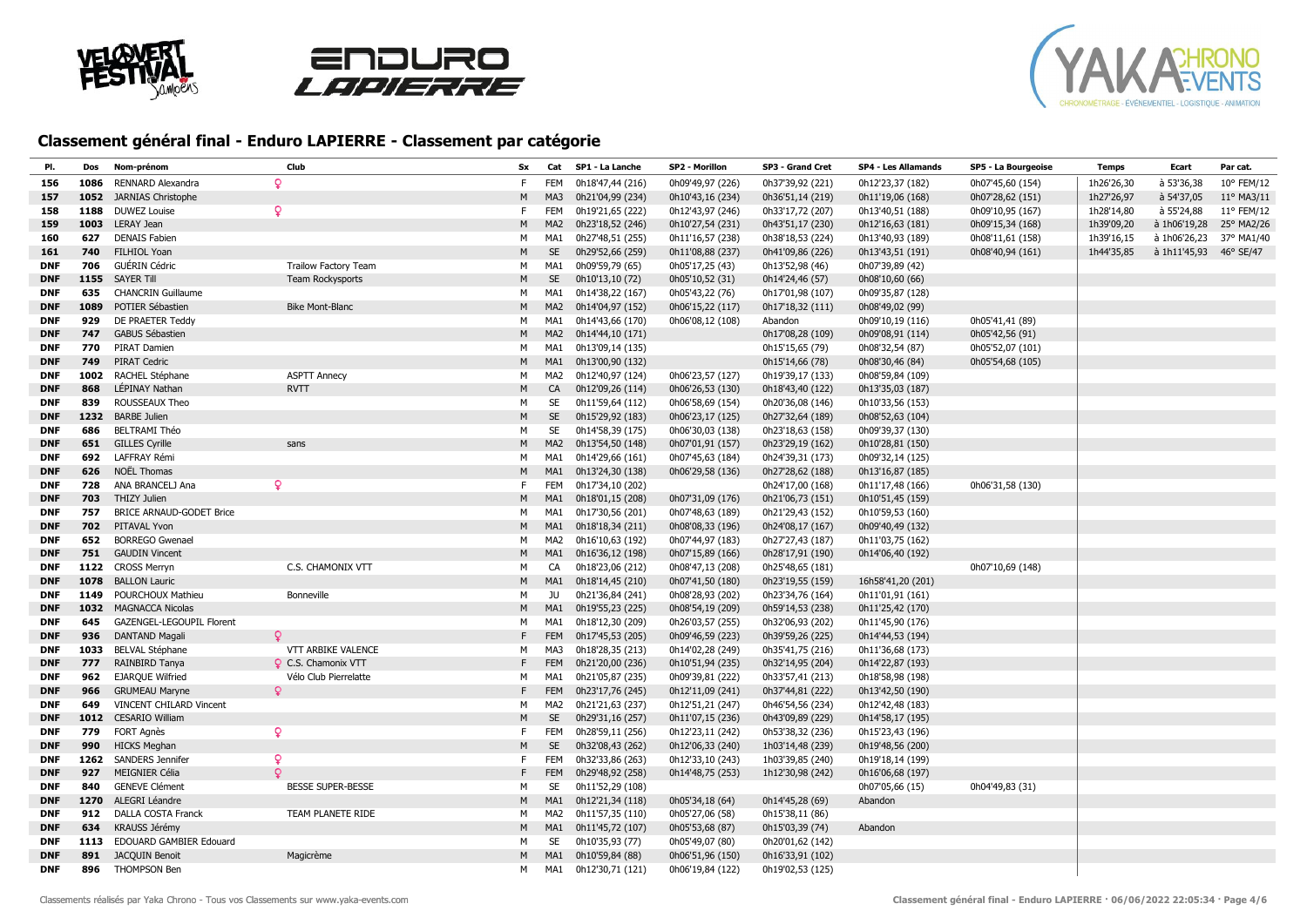## Classement général final - Enduro LAPIERRE - Classement par catégorie

| Pl. | Dos | Nom-prénom | Club | Sx | Cat | SP1 - La Lanche | SP2 - Morillon | SP3 - Grand Cret | SP4 - Les Allamands | SP5 - La Bourgeoise | Temps | Ecart | Par cat. |
|---|---|---|---|---|---|---|---|---|---|---|---|---|---|
| 156 | 1086 | RENNARD Alexandra | ♀ | F | FEM | 0h18'47,44 (216) | 0h09'49,97 (226) | 0h37'39,92 (221) | 0h12'23,37 (182) | 0h07'45,60 (154) | 1h26'26,30 | à 53'36,38 | 10° FEM/12 |
| 157 | 1052 | JARNIAS Christophe | | M | MA3 | 0h21'04,99 (234) | 0h10'43,16 (234) | 0h36'51,14 (219) | 0h11'19,06 (168) | 0h07'28,62 (151) | 1h27'26,97 | à 54'37,05 | 11° MA3/11 |
| 158 | 1188 | DUWEZ Louise | ♀ | F | FEM | 0h19'21,65 (222) | 0h12'43,97 (246) | 0h33'17,72 (207) | 0h13'40,51 (188) | 0h09'10,95 (167) | 1h28'14,80 | à 55'24,88 | 11° FEM/12 |
| 159 | 1003 | LERAY Jean | | M | MA2 | 0h23'18,52 (246) | 0h10'27,54 (231) | 0h43'51,17 (230) | 0h12'16,63 (181) | 0h09'15,34 (168) | 1h39'09,20 | à 1h06'19,28 | 25° MA2/26 |
| 160 | 627 | DENAIS Fabien | | M | MA1 | 0h27'48,51 (255) | 0h11'16,57 (238) | 0h38'18,53 (224) | 0h13'40,93 (189) | 0h08'11,61 (158) | 1h39'16,15 | à 1h06'26,23 | 37° MA1/40 |
| 161 | 740 | FILHIOL Yoan | | M | SE | 0h29'52,66 (259) | 0h11'08,88 (237) | 0h41'09,86 (226) | 0h13'43,51 (191) | 0h08'40,94 (161) | 1h44'35,85 | à 1h11'45,93 | 46° SE/47 |
| DNF | 706 | GUÉRIN Cédric | Trailow Factory Team | M | MA1 | 0h09'59,79 (65) | 0h05'17,25 (43) | 0h13'52,98 (46) | 0h07'39,89 (42) | | | | |
| DNF | 1155 | SAYER Till | Team Rockysports | M | SE | 0h10'13,10 (72) | 0h05'10,52 (31) | 0h14'24,46 (57) | 0h08'10,60 (66) | | | | |
| DNF | 635 | CHANCRIN Guillaume | | M | MA1 | 0h14'38,22 (167) | 0h05'43,22 (76) | 0h17'01,98 (107) | 0h09'35,87 (128) | | | | |
| DNF | 1089 | POTIER Sébastien | Bike Mont-Blanc | M | MA2 | 0h14'04,97 (152) | 0h06'15,22 (117) | 0h17'18,32 (111) | 0h08'49,02 (99) | | | | |
| DNF | 929 | DE PRAETER Teddy | | M | MA1 | 0h14'43,66 (170) | 0h06'08,12 (108) | Abandon | 0h09'10,19 (116) | 0h05'41,41 (89) | | | |
| DNF | 747 | GABUS Sébastien | | M | MA2 | 0h14'44,10 (171) | | 0h17'08,28 (109) | 0h09'08,91 (114) | 0h05'42,56 (91) | | | |
| DNF | 770 | PIRAT Damien | | M | MA1 | 0h13'09,14 (135) | | 0h15'15,65 (79) | 0h08'32,54 (87) | 0h05'52,07 (101) | | | |
| DNF | 749 | PIRAT Cedric | | M | MA1 | 0h13'00,90 (132) | | 0h15'14,66 (78) | 0h08'30,46 (84) | 0h05'54,68 (105) | | | |
| DNF | 1002 | RACHEL Stéphane | ASPTT Annecy | M | MA2 | 0h12'40,97 (124) | 0h06'23,57 (127) | 0h19'39,17 (133) | 0h08'59,84 (109) | | | | |
| DNF | 868 | LÉPINAY Nathan | RVTT | M | CA | 0h12'09,26 (114) | 0h06'26,53 (130) | 0h18'43,40 (122) | 0h13'35,03 (187) | | | | |
| DNF | 839 | ROUSSEAUX Theo | | M | SE | 0h11'59,64 (112) | 0h06'58,69 (154) | 0h20'36,08 (146) | 0h10'33,56 (153) | | | | |
| DNF | 1232 | BARBE Julien | | M | SE | 0h15'29,92 (183) | 0h06'23,17 (125) | 0h27'32,64 (189) | 0h08'52,63 (104) | | | | |
| DNF | 686 | BELTRAMI Théo | | M | SE | 0h14'58,39 (175) | 0h06'30,03 (138) | 0h23'18,63 (158) | 0h09'39,37 (130) | | | | |
| DNF | 651 | GILLES Cyrille | sans | M | MA2 | 0h13'54,50 (148) | 0h07'01,91 (157) | 0h23'29,19 (162) | 0h10'28,81 (150) | | | | |
| DNF | 692 | LAFFRAY Rémi | | M | MA1 | 0h14'29,66 (161) | 0h07'45,63 (184) | 0h24'39,31 (173) | 0h09'32,14 (125) | | | | |
| DNF | 626 | NOËL Thomas | | M | MA1 | 0h13'24,30 (138) | 0h06'29,58 (136) | 0h27'28,62 (188) | 0h13'16,87 (185) | | | | |
| DNF | 728 | ANA BRANCELJ Ana | ♀ | F | FEM | 0h17'34,10 (202) | | 0h24'17,00 (168) | 0h11'17,48 (166) | 0h06'31,58 (130) | | | |
| DNF | 703 | THIZY Julien | | M | MA1 | 0h18'01,15 (208) | 0h07'31,09 (176) | 0h21'06,73 (151) | 0h10'51,45 (159) | | | | |
| DNF | 757 | BRICE ARNAUD-GODET Brice | | M | MA1 | 0h17'30,56 (201) | 0h07'48,63 (189) | 0h21'29,43 (152) | 0h10'59,53 (160) | | | | |
| DNF | 702 | PITAVAL Yvon | | M | MA1 | 0h18'18,34 (211) | 0h08'08,33 (196) | 0h24'08,17 (167) | 0h09'40,49 (132) | | | | |
| DNF | 652 | BORREGO Gwenael | | M | MA2 | 0h16'10,63 (192) | 0h07'44,97 (183) | 0h27'27,43 (187) | 0h11'03,75 (162) | | | | |
| DNF | 751 | GAUDIN Vincent | | M | MA1 | 0h16'36,12 (198) | 0h07'15,89 (166) | 0h28'17,91 (190) | 0h14'06,40 (192) | | | | |
| DNF | 1122 | CROSS Merryn | C.S. CHAMONIX VTT | M | CA | 0h18'23,06 (212) | 0h08'47,13 (208) | 0h25'48,65 (181) | | 0h07'10,69 (148) | | | |
| DNF | 1078 | BALLON Lauric | | M | MA1 | 0h18'14,45 (210) | 0h07'41,50 (180) | 0h23'19,55 (159) | 16h58'41,20 (201) | | | | |
| DNF | 1149 | POURCHOUX Mathieu | Bonneville | M | JU | 0h21'36,84 (241) | 0h08'28,93 (202) | 0h23'34,76 (164) | 0h11'01,91 (161) | | | | |
| DNF | 1032 | MAGNACCA Nicolas | | M | MA1 | 0h19'55,23 (225) | 0h08'54,19 (209) | 0h59'14,53 (238) | 0h11'25,42 (170) | | | | |
| DNF | 645 | GAZENGEL-LEGOUPIL Florent | | M | MA1 | 0h18'12,30 (209) | 0h26'03,57 (255) | 0h32'06,93 (202) | 0h11'45,90 (176) | | | | |
| DNF | 936 | DANTAND Magali | ♀ | F | FEM | 0h17'45,53 (205) | 0h09'46,59 (223) | 0h39'59,26 (225) | 0h14'44,53 (194) | | | | |
| DNF | 1033 | BELVAL Stéphane | VTT ARBIKE VALENCE | M | MA3 | 0h18'28,35 (213) | 0h14'02,28 (249) | 0h35'41,75 (216) | 0h11'36,68 (173) | | | | |
| DNF | 777 | RAINBIRD Tanya | ♀ C.S. Chamonix VTT | F | FEM | 0h21'20,00 (236) | 0h10'51,94 (235) | 0h32'14,95 (204) | 0h14'22,87 (193) | | | | |
| DNF | 962 | EJARQUE Wilfried | Vélo Club Pierrelatte | M | MA1 | 0h21'05,87 (235) | 0h09'39,81 (222) | 0h33'57,41 (213) | 0h18'58,98 (198) | | | | |
| DNF | 966 | GRUMEAU Maryne | ♀ | F | FEM | 0h23'17,76 (245) | 0h12'11,09 (241) | 0h37'44,81 (222) | 0h13'42,50 (190) | | | | |
| DNF | 649 | VINCENT CHILARD Vincent | | M | MA2 | 0h21'21,63 (237) | 0h12'51,21 (247) | 0h46'54,56 (234) | 0h12'42,48 (183) | | | | |
| DNF | 1012 | CESARIO William | | M | SE | 0h29'31,16 (257) | 0h11'07,15 (236) | 0h43'09,89 (229) | 0h14'58,17 (195) | | | | |
| DNF | 779 | FORT Agnès | ♀ | F | FEM | 0h28'59,11 (256) | 0h12'23,11 (242) | 0h53'38,32 (236) | 0h15'23,43 (196) | | | | |
| DNF | 990 | HICKS Meghan | | M | SE | 0h32'08,43 (262) | 0h12'06,33 (240) | 1h03'14,48 (239) | 0h19'48,56 (200) | | | | |
| DNF | 1262 | SANDERS Jennifer | ♀ | F | FEM | 0h32'33,86 (263) | 0h12'33,10 (243) | 1h03'39,85 (240) | 0h19'18,14 (199) | | | | |
| DNF | 927 | MEIGNIER Célia | ♀ | F | FEM | 0h29'48,92 (258) | 0h14'48,75 (253) | 1h12'30,98 (242) | 0h16'06,68 (197) | | | | |
| DNF | 840 | GENEVE Clément | BESSE SUPER-BESSE | M | SE | 0h11'52,29 (108) | | | 0h07'05,66 (15) | 0h04'49,83 (31) | | | |
| DNF | 1270 | ALEGRI Léandre | | M | MA1 | 0h12'21,34 (118) | 0h05'34,18 (64) | 0h14'45,28 (69) | Abandon | | | | |
| DNF | 912 | DALLA COSTA Franck | TEAM PLANETE RIDE | M | MA2 | 0h11'57,35 (110) | 0h05'27,06 (58) | 0h15'38,11 (86) | | | | | |
| DNF | 634 | KRAUSS Jérémy | | M | MA1 | 0h11'45,72 (107) | 0h05'53,68 (87) | 0h15'03,39 (74) | Abandon | | | | |
| DNF | 1113 | EDOUARD GAMBIER Edouard | | M | SE | 0h10'35,93 (77) | 0h05'49,07 (80) | 0h20'01,62 (142) | | | | | |
| DNF | 891 | JACQUIN Benoit | Magicrème | M | MA1 | 0h10'59,84 (88) | 0h06'51,96 (150) | 0h16'33,91 (102) | | | | | |
| DNF | 896 | THOMPSON Ben | | M | MA1 | 0h12'30,71 (121) | 0h06'19,84 (122) | 0h19'02,53 (125) | | | | | |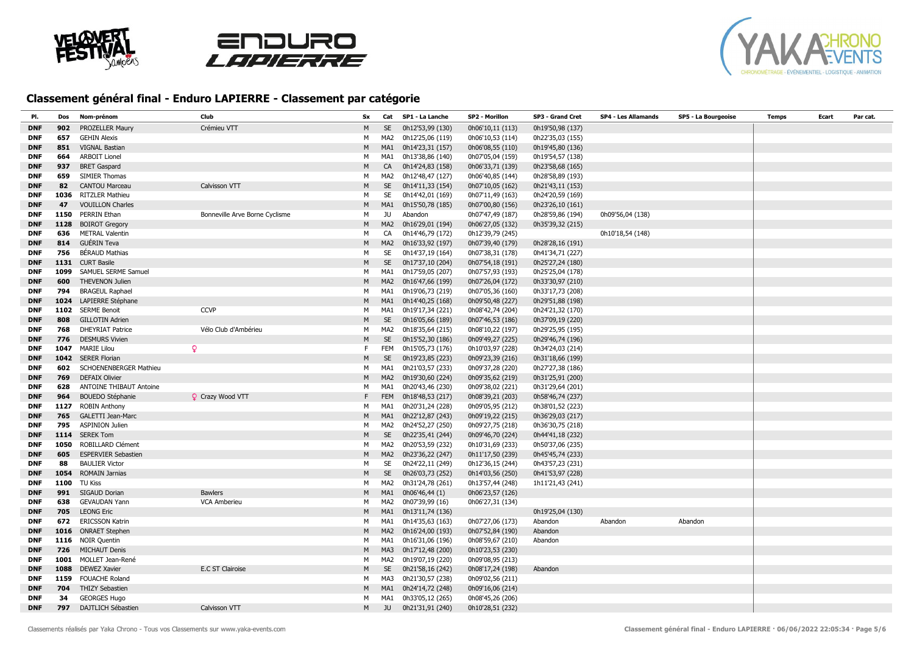## Classement général final - Enduro LAPIERRE - Classement par catégorie

| Pl. | Dos | Nom-prénom | Club | Sx | Cat | SP1 - La Lanche | SP2 - Morillon | SP3 - Grand Cret | SP4 - Les Allamands | SP5 - La Bourgeoise | Temps | Ecart | Par cat. |
|---|---|---|---|---|---|---|---|---|---|---|---|---|---|
| DNF | 902 | PROZELLER Maury | Crémieu VTT | M | SE | 0h12'53,99 (130) | 0h06'10,11 (113) | 0h19'50,98 (137) | | | | | |
| DNF | 657 | GEHIN Alexis | | M | MA2 | 0h12'25,06 (119) | 0h06'10,53 (114) | 0h22'35,03 (155) | | | | | |
| DNF | 851 | VIGNAL Bastian | | M | MA1 | 0h14'23,31 (157) | 0h06'08,55 (110) | 0h19'45,80 (136) | | | | | |
| DNF | 664 | ARBOIT Lionel | | M | MA1 | 0h13'38,86 (140) | 0h07'05,04 (159) | 0h19'54,57 (138) | | | | | |
| DNF | 937 | BRET Gaspard | | M | CA | 0h14'24,83 (158) | 0h06'33,71 (139) | 0h23'58,68 (165) | | | | | |
| DNF | 659 | SIMIER Thomas | | M | MA2 | 0h12'48,47 (127) | 0h06'40,85 (144) | 0h28'58,89 (193) | | | | | |
| DNF | 82 | CANTOU Marceau | Calvisson VTT | M | SE | 0h14'11,33 (154) | 0h07'10,05 (162) | 0h21'43,11 (153) | | | | | |
| DNF | 1036 | RITZLER Mathieu | | M | SE | 0h14'42,01 (169) | 0h07'11,49 (163) | 0h24'20,59 (169) | | | | | |
| DNF | 47 | VOUILLON Charles | | M | MA1 | 0h15'50,78 (185) | 0h07'00,80 (156) | 0h23'26,10 (161) | | | | | |
| DNF | 1150 | PERRIN Ethan | Bonneville Arve Borne Cyclisme | M | JU | Abandon | 0h07'47,49 (187) | 0h28'59,86 (194) | 0h09'56,04 (138) | | | | |
| DNF | 1128 | BOIROT Gregory | | M | MA2 | 0h16'29,01 (194) | 0h06'27,05 (132) | 0h35'39,32 (215) | | | | | |
| DNF | 636 | METRAL Valentin | | M | CA | 0h14'46,79 (172) | 0h12'39,79 (245) | | 0h10'18,54 (148) | | | | |
| DNF | 814 | GUÉRIN Teva | | M | MA2 | 0h16'33,92 (197) | 0h07'39,40 (179) | 0h28'28,16 (191) | | | | | |
| DNF | 756 | BÉRAUD Mathias | | M | SE | 0h14'37,19 (164) | 0h07'38,31 (178) | 0h41'34,71 (227) | | | | | |
| DNF | 1131 | CURT Basile | | M | SE | 0h17'37,10 (204) | 0h07'54,18 (191) | 0h25'27,24 (180) | | | | | |
| DNF | 1099 | SAMUEL SERME Samuel | | M | MA1 | 0h17'59,05 (207) | 0h07'57,93 (193) | 0h25'25,04 (178) | | | | | |
| DNF | 600 | THEVENON Julien | | M | MA2 | 0h16'47,66 (199) | 0h07'26,04 (172) | 0h33'30,97 (210) | | | | | |
| DNF | 794 | BRAGEUL Raphael | | M | MA1 | 0h19'06,73 (219) | 0h07'05,36 (160) | 0h33'17,73 (208) | | | | | |
| DNF | 1024 | LAPIERRE Stéphane | | M | MA1 | 0h14'40,25 (168) | 0h09'50,48 (227) | 0h29'51,88 (198) | | | | | |
| DNF | 1102 | SERME Benoit | CCVP | M | MA1 | 0h19'17,34 (221) | 0h08'42,74 (204) | 0h24'21,32 (170) | | | | | |
| DNF | 808 | GILLOTIN Adrien | | M | SE | 0h16'05,66 (189) | 0h07'46,53 (186) | 0h37'09,19 (220) | | | | | |
| DNF | 768 | DHEYRIAT Patrice | Vélo Club d'Ambérieu | M | MA2 | 0h18'35,64 (215) | 0h08'10,22 (197) | 0h29'25,95 (195) | | | | | |
| DNF | 776 | DESMURS Vivien | | M | SE | 0h15'52,30 (186) | 0h09'49,27 (225) | 0h29'46,74 (196) | | | | | |
| DNF | 1047 | MARIE Lilou | ♀ | F | FEM | 0h15'05,73 (176) | 0h10'03,97 (228) | 0h34'24,03 (214) | | | | | |
| DNF | 1042 | SERER Florian | | M | SE | 0h19'23,85 (223) | 0h09'23,39 (216) | 0h31'18,66 (199) | | | | | |
| DNF | 602 | SCHOENENBERGER Mathieu | | M | MA1 | 0h21'03,57 (233) | 0h09'37,28 (220) | 0h27'27,38 (186) | | | | | |
| DNF | 769 | DEFAIX Olivier | | M | MA2 | 0h19'30,60 (224) | 0h09'35,62 (219) | 0h31'25,91 (200) | | | | | |
| DNF | 628 | ANTOINE THIBAUT Antoine | | M | MA1 | 0h20'43,46 (230) | 0h09'38,02 (221) | 0h31'29,64 (201) | | | | | |
| DNF | 964 | BOUEDO Stéphanie | ♀ Crazy Wood VTT | F | FEM | 0h18'48,53 (217) | 0h08'39,21 (203) | 0h58'46,74 (237) | | | | | |
| DNF | 1127 | ROBIN Anthony | | M | MA1 | 0h20'31,24 (228) | 0h09'05,95 (212) | 0h38'01,52 (223) | | | | | |
| DNF | 765 | GALETTI Jean-Marc | | M | MA1 | 0h22'12,87 (243) | 0h09'19,22 (215) | 0h36'29,03 (217) | | | | | |
| DNF | 795 | ASPINION Julien | | M | MA2 | 0h24'52,27 (250) | 0h09'27,75 (218) | 0h36'30,75 (218) | | | | | |
| DNF | 1114 | SEREK Tom | | M | SE | 0h22'35,41 (244) | 0h09'46,70 (224) | 0h44'41,18 (232) | | | | | |
| DNF | 1050 | ROBILLARD Clément | | M | MA2 | 0h20'53,59 (232) | 0h10'31,69 (233) | 0h50'37,06 (235) | | | | | |
| DNF | 605 | ESPERVIER Sebastien | | M | MA2 | 0h23'36,22 (247) | 0h11'17,50 (239) | 0h45'45,74 (233) | | | | | |
| DNF | 88 | BAULIER Victor | | M | SE | 0h24'22,11 (249) | 0h12'36,15 (244) | 0h43'57,23 (231) | | | | | |
| DNF | 1054 | ROMAIN Jarnias | | M | SE | 0h26'03,73 (252) | 0h14'03,56 (250) | 0h41'53,97 (228) | | | | | |
| DNF | 1100 | TU Kiss | | M | MA2 | 0h31'24,78 (261) | 0h13'57,44 (248) | 1h11'21,43 (241) | | | | | |
| DNF | 991 | SIGAUD Dorian | Bawlers | M | MA1 | 0h06'46,44 (1) | 0h06'23,57 (126) | | | | | | |
| DNF | 638 | GEVAUDAN Yann | VCA Amberieu | M | MA2 | 0h07'39,99 (16) | 0h06'27,31 (134) | | | | | | |
| DNF | 705 | LEONG Eric | | M | MA1 | 0h13'11,74 (136) | | 0h19'25,04 (130) | | | | | |
| DNF | 672 | ERICSSON Katrin | | M | MA1 | 0h14'35,63 (163) | 0h07'27,06 (173) | Abandon | Abandon | Abandon | | | |
| DNF | 1016 | ONRAET Stephen | | M | MA2 | 0h16'24,00 (193) | 0h07'52,84 (190) | Abandon | | | | | |
| DNF | 1116 | NOIR Quentin | | M | MA1 | 0h16'31,06 (196) | 0h08'59,67 (210) | Abandon | | | | | |
| DNF | 726 | MICHAUT Denis | | M | MA3 | 0h17'12,48 (200) | 0h10'23,53 (230) | | | | | | |
| DNF | 1001 | MOLLET Jean-René | | M | MA2 | 0h19'07,19 (220) | 0h09'08,95 (213) | | | | | | |
| DNF | 1088 | DEWEZ Xavier | E.C ST Clairoise | M | SE | 0h21'58,16 (242) | 0h08'17,24 (198) | Abandon | | | | | |
| DNF | 1159 | FOUACHE Roland | | M | MA3 | 0h21'30,57 (238) | 0h09'02,56 (211) | | | | | | |
| DNF | 704 | THIZY Sebastien | | M | MA1 | 0h24'14,72 (248) | 0h09'16,06 (214) | | | | | | |
| DNF | 34 | GEORGES Hugo | | M | MA1 | 0h33'05,12 (265) | 0h08'45,26 (206) | | | | | | |
| DNF | 797 | DAJTLICH Sébastien | Calvisson VTT | M | JU | 0h21'31,91 (240) | 0h10'28,51 (232) | | | | | | |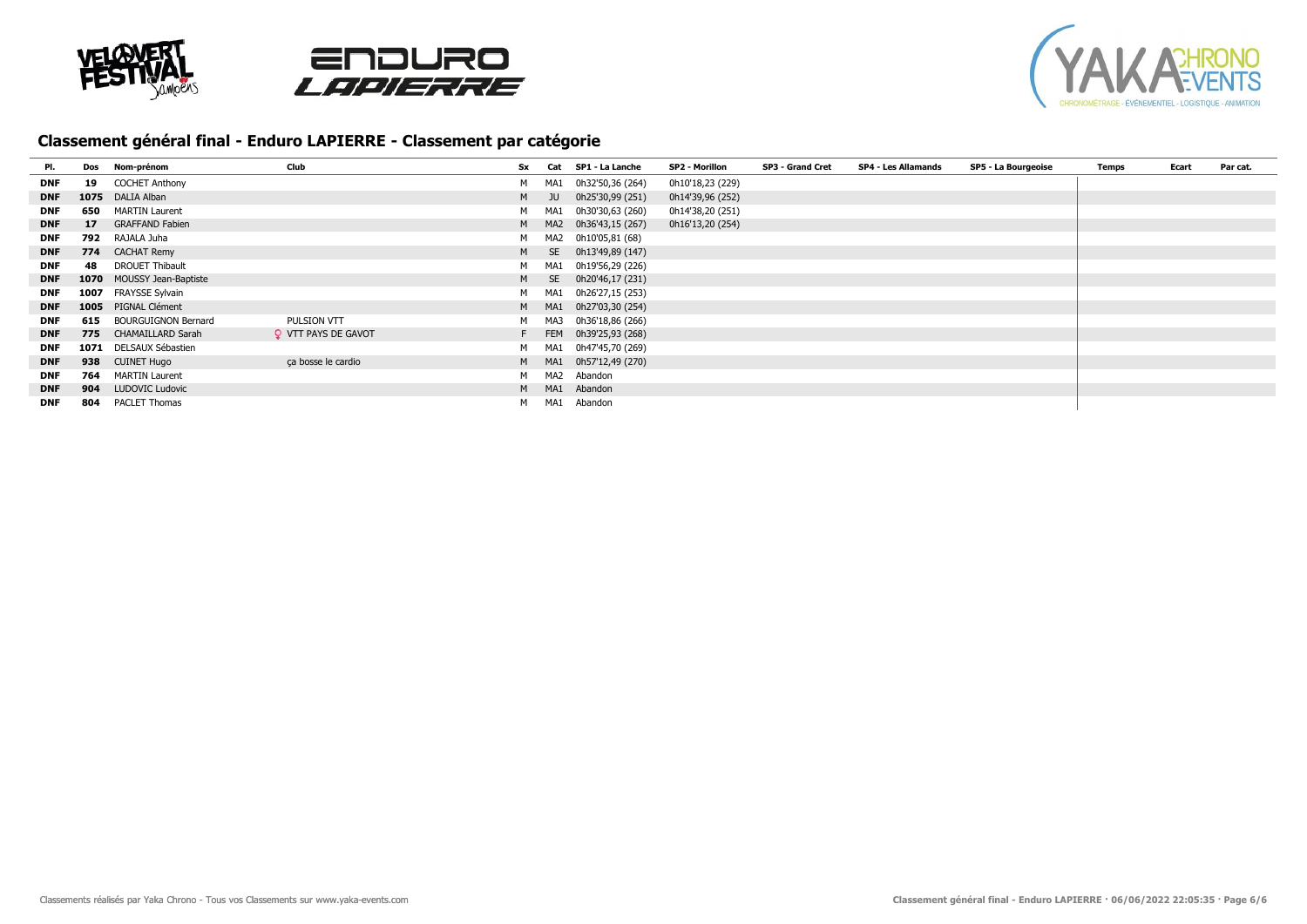## Classement général final - Enduro LAPIERRE - Classement par catégorie

| Pl. | Dos | Nom-prénom | Club | Sx | Cat | SP1 - La Lanche | SP2 - Morillon | SP3 - Grand Cret | SP4 - Les Allamands | SP5 - La Bourgeoise | Temps | Ecart | Par cat. |
|---|---|---|---|---|---|---|---|---|---|---|---|---|---|
| DNF | 19 | COCHET Anthony | | M | MA1 | 0h32'50,36 (264) | 0h10'18,23 (229) | | | | | | |
| DNF | 1075 | DALIA Alban | | M | JU | 0h25'30,99 (251) | 0h14'39,96 (252) | | | | | | |
| DNF | 650 | MARTIN Laurent | | M | MA1 | 0h30'30,63 (260) | 0h14'38,20 (251) | | | | | | |
| DNF | 17 | GRAFFAND Fabien | | M | MA2 | 0h36'43,15 (267) | 0h16'13,20 (254) | | | | | | |
| DNF | 792 | RAJALA Juha | | M | MA2 | 0h10'05,81 (68) | | | | | | | |
| DNF | 774 | CACHAT Remy | | M | SE | 0h13'49,89 (147) | | | | | | | |
| DNF | 48 | DROUET Thibault | | M | MA1 | 0h19'56,29 (226) | | | | | | | |
| DNF | 1070 | MOUSSY Jean-Baptiste | | M | SE | 0h20'46,17 (231) | | | | | | | |
| DNF | 1007 | FRAYSSE Sylvain | | M | MA1 | 0h26'27,15 (253) | | | | | | | |
| DNF | 1005 | PIGNAL Clément | | M | MA1 | 0h27'03,30 (254) | | | | | | | |
| DNF | 615 | BOURGUIGNON Bernard | PULSION VTT | M | MA3 | 0h36'18,86 (266) | | | | | | | |
| DNF | 775 | CHAMAILLARD Sarah | ♀ VTT PAYS DE GAVOT | F | FEM | 0h39'25,93 (268) | | | | | | | |
| DNF | 1071 | DELSAUX Sébastien | | M | MA1 | 0h47'45,70 (269) | | | | | | | |
| DNF | 938 | CUINET Hugo | ça bosse le cardio | M | MA1 | 0h57'12,49 (270) | | | | | | | |
| DNF | 764 | MARTIN Laurent | | M | MA2 | Abandon | | | | | | | |
| DNF | 904 | LUDOVIC Ludovic | | M | MA1 | Abandon | | | | | | | |
| DNF | 804 | PACLET Thomas | | M | MA1 | Abandon | | | | | | | |

Classements réalisés par Yaka Chrono - Tous vos Classements sur www.yaka-events.com

Classement général final - Enduro LAPIERRE · 06/06/2022 22:05:35